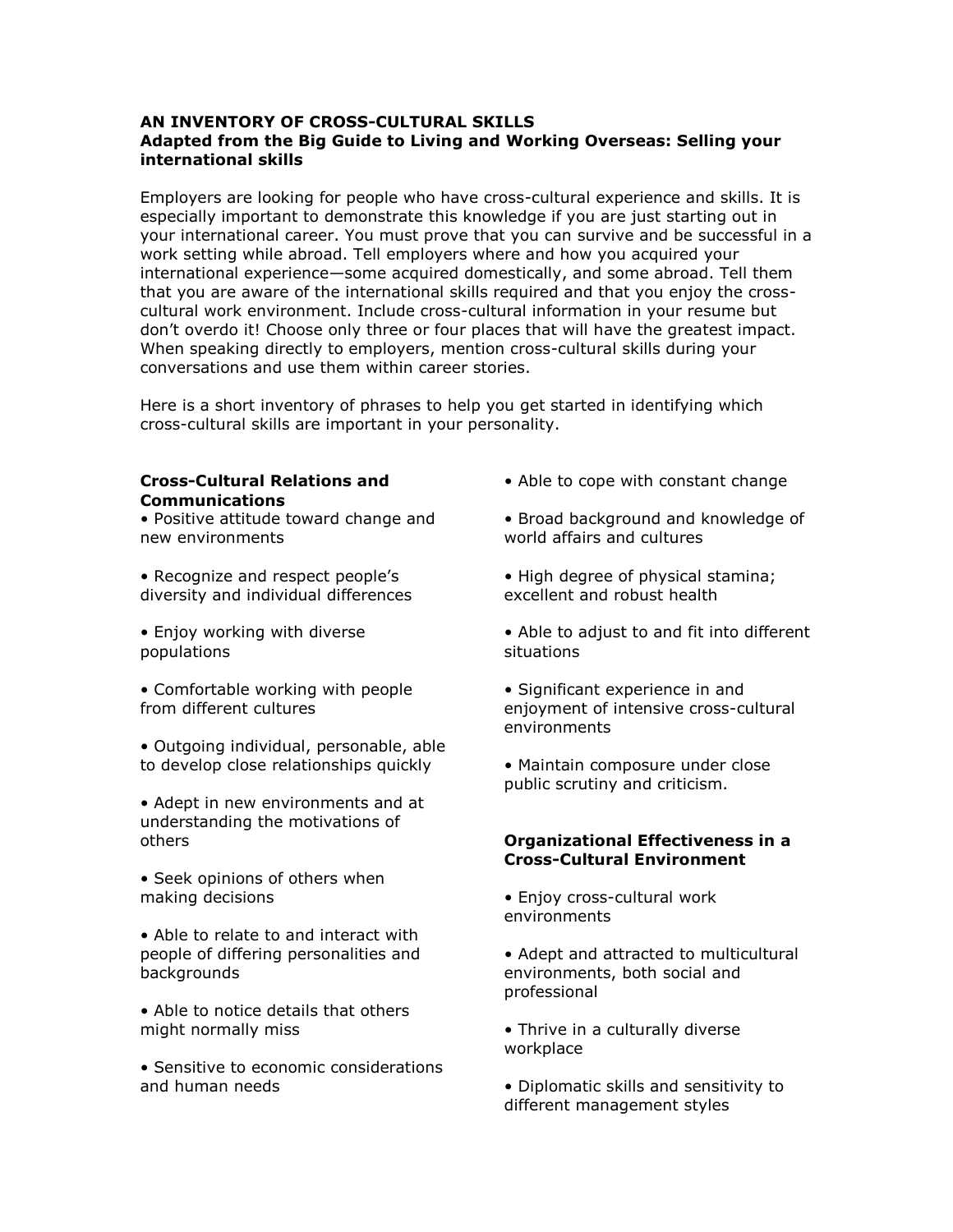# AN INVENTORY OF CROSS-CULTURAL SKILLS

**Adapted from the Big Guide to Living and Working Overseas: Selling your international skills**

Employers are looking for people who have cross-cultural experience and skills. It is especially important to demonstrate this knowledge if you are just starting out in your international career. You must prove that you can survive and be successful in a work setting while abroad. Tell employers where and how you acquired your international experience—some acquired domestically, and some abroad. Tell them that you are aware of the international skills required and that you enjoy the cross-cultural work environment. Include cross-cultural information in your resume but don't overdo it! Choose only three or four places that will have the greatest impact. When speaking directly to employers, mention cross-cultural skills during your conversations and use them within career stories.

Here is a short inventory of phrases to help you get started in identifying which cross-cultural skills are important in your personality.

## Cross-Cultural Relations and Communications

- Positive attitude toward change and new environments
- Recognize and respect people's diversity and individual differences
- Enjoy working with diverse populations
- Comfortable working with people from different cultures
- Outgoing individual, personable, able to develop close relationships quickly
- Adept in new environments and at understanding the motivations of others
- Seek opinions of others when making decisions
- Able to relate to and interact with people of differing personalities and backgrounds
- Able to notice details that others might normally miss
- Sensitive to economic considerations and human needs
- Able to cope with constant change
- Broad background and knowledge of world affairs and cultures
- High degree of physical stamina; excellent and robust health
- Able to adjust to and fit into different situations
- Significant experience in and enjoyment of intensive cross-cultural environments
- Maintain composure under close public scrutiny and criticism.

## Organizational Effectiveness in a Cross-Cultural Environment

- Enjoy cross-cultural work environments
- Adept and attracted to multicultural environments, both social and professional
- Thrive in a culturally diverse workplace
- Diplomatic skills and sensitivity to different management styles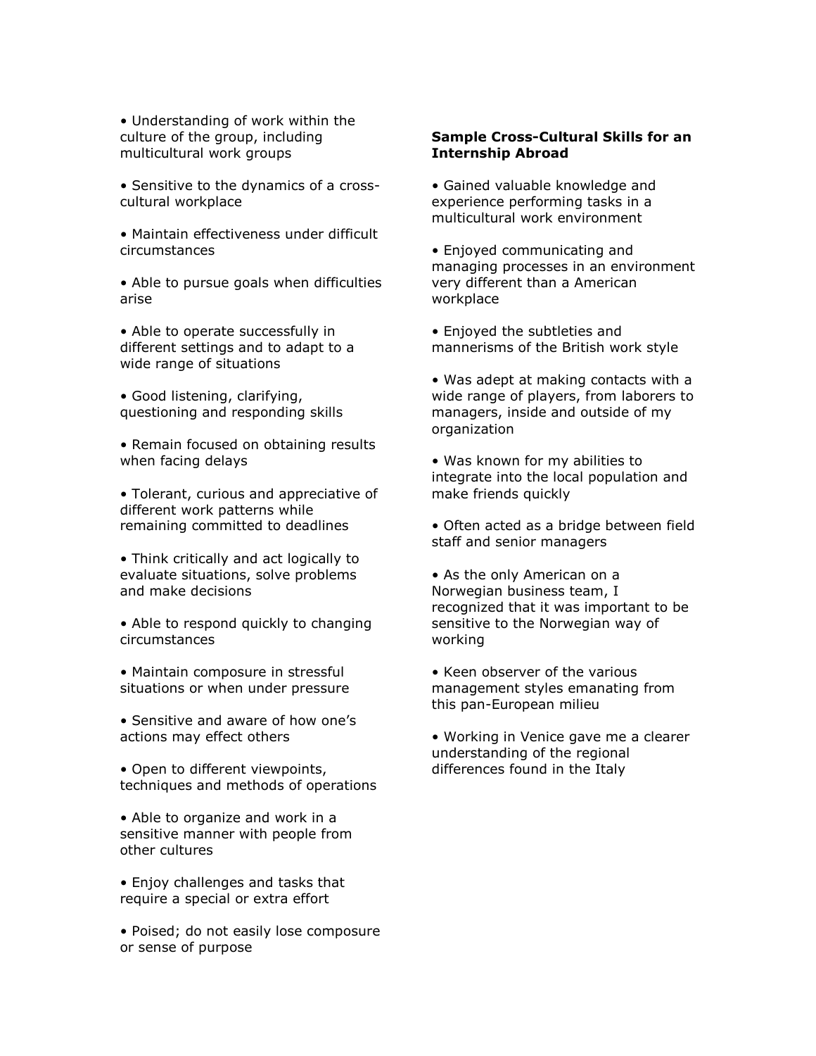- Understanding of work within the culture of the group, including multicultural work groups
- Sensitive to the dynamics of a cross-cultural workplace
- Maintain effectiveness under difficult circumstances
- Able to pursue goals when difficulties arise
- Able to operate successfully in different settings and to adapt to a wide range of situations
- Good listening, clarifying, questioning and responding skills
- Remain focused on obtaining results when facing delays
- Tolerant, curious and appreciative of different work patterns while remaining committed to deadlines
- Think critically and act logically to evaluate situations, solve problems and make decisions
- Able to respond quickly to changing circumstances
- Maintain composure in stressful situations or when under pressure
- Sensitive and aware of how one's actions may effect others
- Open to different viewpoints, techniques and methods of operations
- Able to organize and work in a sensitive manner with people from other cultures
- Enjoy challenges and tasks that require a special or extra effort
- Poised; do not easily lose composure or sense of purpose

**Sample Cross-Cultural Skills for an Internship Abroad**

- Gained valuable knowledge and experience performing tasks in a multicultural work environment
- Enjoyed communicating and managing processes in an environment very different than a American workplace
- Enjoyed the subtleties and mannerisms of the British work style
- Was adept at making contacts with a wide range of players, from laborers to managers, inside and outside of my organization
- Was known for my abilities to integrate into the local population and make friends quickly
- Often acted as a bridge between field staff and senior managers
- As the only American on a Norwegian business team, I recognized that it was important to be sensitive to the Norwegian way of working
- Keen observer of the various management styles emanating from this pan-European milieu
- Working in Venice gave me a clearer understanding of the regional differences found in the Italy